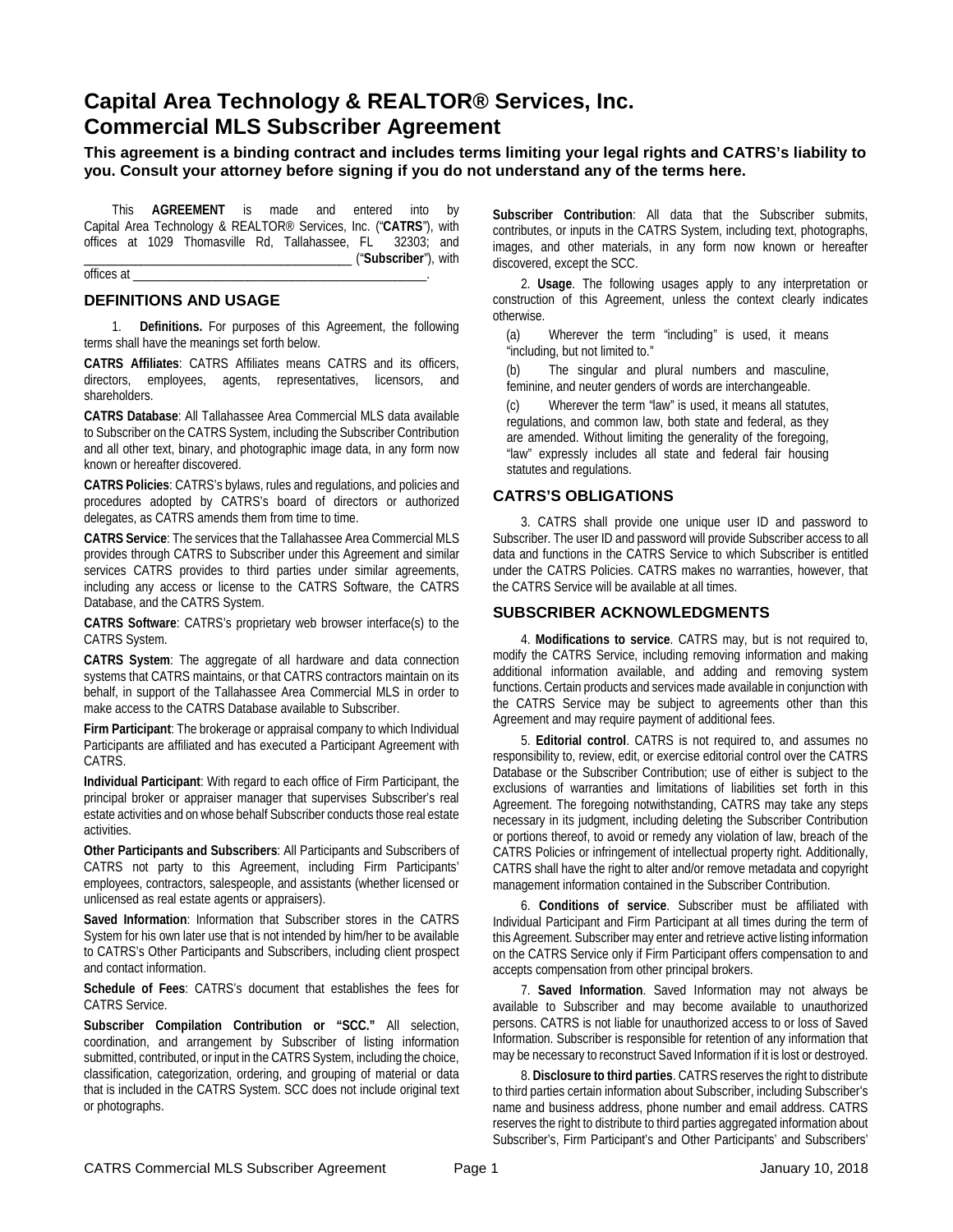# Capital Area Technology & REALTOR® Services, Inc.
# Commercial MLS Subscriber Agreement

**This agreement is a binding contract and includes terms limiting your legal rights and CATRS's liability to you. Consult your attorney before signing if you do not understand any of the terms here.**

This **AGREEMENT** is made and entered into by Capital Area Technology & REALTOR® Services, Inc. ("**CATRS**"), with offices at 1029 Thomasville Rd, Tallahassee, FL 32303; and \_\_\_\_\_\_\_\_\_\_\_\_\_\_\_\_\_\_\_\_\_\_\_\_\_\_\_\_\_\_\_\_\_\_\_\_\_\_\_\_ ("**Subscriber**"), with offices at \_\_\_\_\_\_\_\_\_\_\_\_\_\_\_\_\_\_\_\_\_\_\_\_\_\_\_\_\_\_\_\_\_\_\_\_\_\_\_\_\_\_\_\_\_\_.

## DEFINITIONS AND USAGE

1. **Definitions.** For purposes of this Agreement, the following terms shall have the meanings set forth below.

**CATRS Affiliates**: CATRS Affiliates means CATRS and its officers, directors, employees, agents, representatives, licensors, and shareholders.

**CATRS Database**: All Tallahassee Area Commercial MLS data available to Subscriber on the CATRS System, including the Subscriber Contribution and all other text, binary, and photographic image data, in any form now known or hereafter discovered.

**CATRS Policies**: CATRS's bylaws, rules and regulations, and policies and procedures adopted by CATRS's board of directors or authorized delegates, as CATRS amends them from time to time.

**CATRS Service**: The services that the Tallahassee Area Commercial MLS provides through CATRS to Subscriber under this Agreement and similar services CATRS provides to third parties under similar agreements, including any access or license to the CATRS Software, the CATRS Database, and the CATRS System.

**CATRS Software**: CATRS's proprietary web browser interface(s) to the CATRS System.

**CATRS System**: The aggregate of all hardware and data connection systems that CATRS maintains, or that CATRS contractors maintain on its behalf, in support of the Tallahassee Area Commercial MLS in order to make access to the CATRS Database available to Subscriber.

**Firm Participant**: The brokerage or appraisal company to which Individual Participants are affiliated and has executed a Participant Agreement with CATRS.

**Individual Participant**: With regard to each office of Firm Participant, the principal broker or appraiser manager that supervises Subscriber's real estate activities and on whose behalf Subscriber conducts those real estate activities.

**Other Participants and Subscribers**: All Participants and Subscribers of CATRS not party to this Agreement, including Firm Participants' employees, contractors, salespeople, and assistants (whether licensed or unlicensed as real estate agents or appraisers).

**Saved Information**: Information that Subscriber stores in the CATRS System for his own later use that is not intended by him/her to be available to CATRS's Other Participants and Subscribers, including client prospect and contact information.

**Schedule of Fees**: CATRS's document that establishes the fees for CATRS Service.

**Subscriber Compilation Contribution or "SCC."** All selection, coordination, and arrangement by Subscriber of listing information submitted, contributed, or input in the CATRS System, including the choice, classification, categorization, ordering, and grouping of material or data that is included in the CATRS System. SCC does not include original text or photographs.

**Subscriber Contribution**: All data that the Subscriber submits, contributes, or inputs in the CATRS System, including text, photographs, images, and other materials, in any form now known or hereafter discovered, except the SCC.

2. **Usage**. The following usages apply to any interpretation or construction of this Agreement, unless the context clearly indicates otherwise.

(a) Wherever the term "including" is used, it means "including, but not limited to."

(b) The singular and plural numbers and masculine, feminine, and neuter genders of words are interchangeable.

(c) Wherever the term "law" is used, it means all statutes, regulations, and common law, both state and federal, as they are amended. Without limiting the generality of the foregoing, "law" expressly includes all state and federal fair housing statutes and regulations.

## CATRS'S OBLIGATIONS

3. CATRS shall provide one unique user ID and password to Subscriber. The user ID and password will provide Subscriber access to all data and functions in the CATRS Service to which Subscriber is entitled under the CATRS Policies. CATRS makes no warranties, however, that the CATRS Service will be available at all times.

## SUBSCRIBER ACKNOWLEDGMENTS

4. **Modifications to service**. CATRS may, but is not required to, modify the CATRS Service, including removing information and making additional information available, and adding and removing system functions. Certain products and services made available in conjunction with the CATRS Service may be subject to agreements other than this Agreement and may require payment of additional fees.

5. **Editorial control**. CATRS is not required to, and assumes no responsibility to, review, edit, or exercise editorial control over the CATRS Database or the Subscriber Contribution; use of either is subject to the exclusions of warranties and limitations of liabilities set forth in this Agreement. The foregoing notwithstanding, CATRS may take any steps necessary in its judgment, including deleting the Subscriber Contribution or portions thereof, to avoid or remedy any violation of law, breach of the CATRS Policies or infringement of intellectual property right. Additionally, CATRS shall have the right to alter and/or remove metadata and copyright management information contained in the Subscriber Contribution.

6. **Conditions of service**. Subscriber must be affiliated with Individual Participant and Firm Participant at all times during the term of this Agreement. Subscriber may enter and retrieve active listing information on the CATRS Service only if Firm Participant offers compensation to and accepts compensation from other principal brokers.

7. **Saved Information**. Saved Information may not always be available to Subscriber and may become available to unauthorized persons. CATRS is not liable for unauthorized access to or loss of Saved Information. Subscriber is responsible for retention of any information that may be necessary to reconstruct Saved Information if it is lost or destroyed.

8. **Disclosure to third parties**. CATRS reserves the right to distribute to third parties certain information about Subscriber, including Subscriber's name and business address, phone number and email address. CATRS reserves the right to distribute to third parties aggregated information about Subscriber's, Firm Participant's and Other Participants' and Subscribers'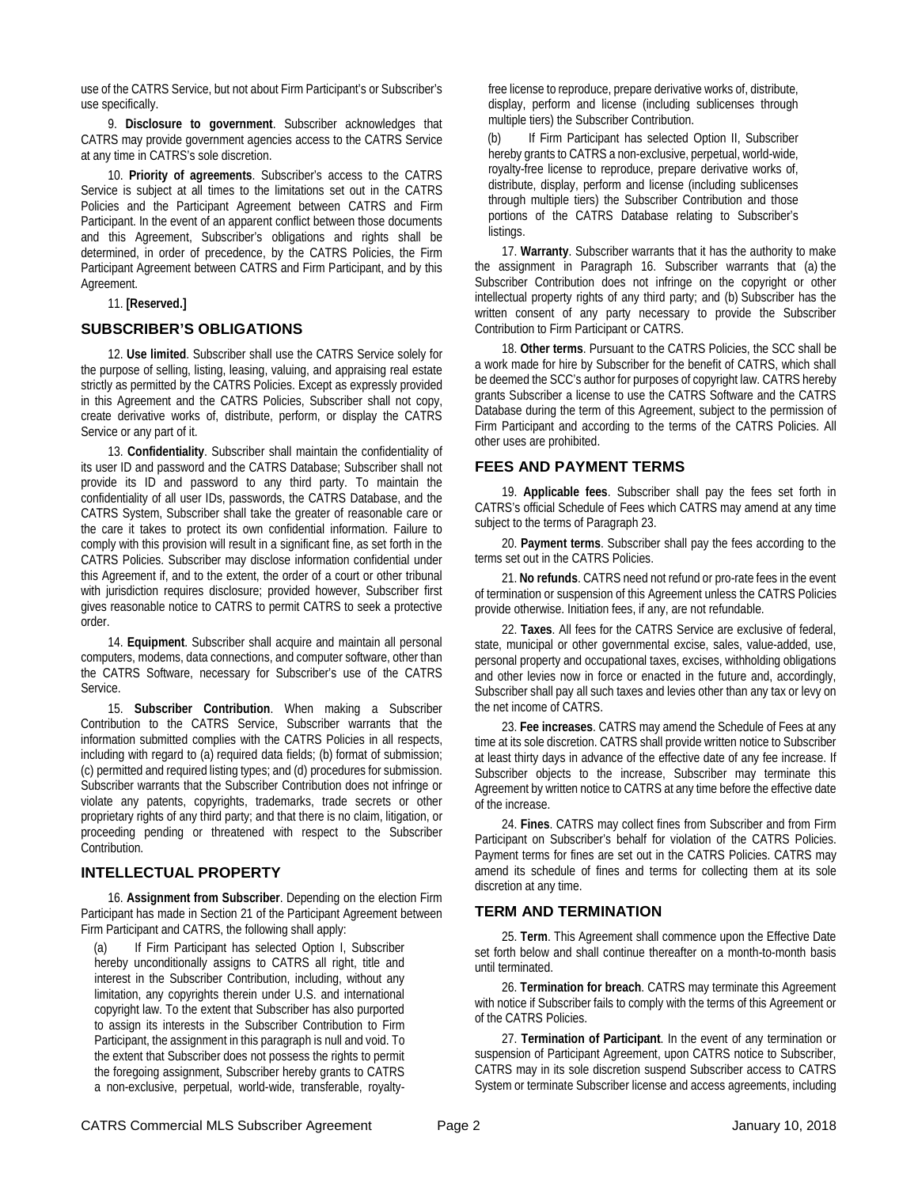use of the CATRS Service, but not about Firm Participant's or Subscriber's use specifically.

9. **Disclosure to government**. Subscriber acknowledges that CATRS may provide government agencies access to the CATRS Service at any time in CATRS's sole discretion.

10. **Priority of agreements**. Subscriber's access to the CATRS Service is subject at all times to the limitations set out in the CATRS Policies and the Participant Agreement between CATRS and Firm Participant. In the event of an apparent conflict between those documents and this Agreement, Subscriber's obligations and rights shall be determined, in order of precedence, by the CATRS Policies, the Firm Participant Agreement between CATRS and Firm Participant, and by this Agreement.

11. **[Reserved.]**

## SUBSCRIBER'S OBLIGATIONS

12. **Use limited**. Subscriber shall use the CATRS Service solely for the purpose of selling, listing, leasing, valuing, and appraising real estate strictly as permitted by the CATRS Policies. Except as expressly provided in this Agreement and the CATRS Policies, Subscriber shall not copy, create derivative works of, distribute, perform, or display the CATRS Service or any part of it.

13. **Confidentiality**. Subscriber shall maintain the confidentiality of its user ID and password and the CATRS Database; Subscriber shall not provide its ID and password to any third party. To maintain the confidentiality of all user IDs, passwords, the CATRS Database, and the CATRS System, Subscriber shall take the greater of reasonable care or the care it takes to protect its own confidential information. Failure to comply with this provision will result in a significant fine, as set forth in the CATRS Policies. Subscriber may disclose information confidential under this Agreement if, and to the extent, the order of a court or other tribunal with jurisdiction requires disclosure; provided however, Subscriber first gives reasonable notice to CATRS to permit CATRS to seek a protective order.

14. **Equipment**. Subscriber shall acquire and maintain all personal computers, modems, data connections, and computer software, other than the CATRS Software, necessary for Subscriber's use of the CATRS Service.

15. **Subscriber Contribution**. When making a Subscriber Contribution to the CATRS Service, Subscriber warrants that the information submitted complies with the CATRS Policies in all respects, including with regard to (a) required data fields; (b) format of submission; (c) permitted and required listing types; and (d) procedures for submission. Subscriber warrants that the Subscriber Contribution does not infringe or violate any patents, copyrights, trademarks, trade secrets or other proprietary rights of any third party; and that there is no claim, litigation, or proceeding pending or threatened with respect to the Subscriber Contribution.

## INTELLECTUAL PROPERTY

16. **Assignment from Subscriber**. Depending on the election Firm Participant has made in Section 21 of the Participant Agreement between Firm Participant and CATRS, the following shall apply:

(a) If Firm Participant has selected Option I, Subscriber hereby unconditionally assigns to CATRS all right, title and interest in the Subscriber Contribution, including, without any limitation, any copyrights therein under U.S. and international copyright law. To the extent that Subscriber has also purported to assign its interests in the Subscriber Contribution to Firm Participant, the assignment in this paragraph is null and void. To the extent that Subscriber does not possess the rights to permit the foregoing assignment, Subscriber hereby grants to CATRS a non-exclusive, perpetual, world-wide, transferable, royalty-free license to reproduce, prepare derivative works of, distribute, display, perform and license (including sublicenses through multiple tiers) the Subscriber Contribution.

(b) If Firm Participant has selected Option II, Subscriber hereby grants to CATRS a non-exclusive, perpetual, world-wide, royalty-free license to reproduce, prepare derivative works of, distribute, display, perform and license (including sublicenses through multiple tiers) the Subscriber Contribution and those portions of the CATRS Database relating to Subscriber's listings.

17. **Warranty**. Subscriber warrants that it has the authority to make the assignment in Paragraph 16. Subscriber warrants that (a) the Subscriber Contribution does not infringe on the copyright or other intellectual property rights of any third party; and (b) Subscriber has the written consent of any party necessary to provide the Subscriber Contribution to Firm Participant or CATRS.

18. **Other terms**. Pursuant to the CATRS Policies, the SCC shall be a work made for hire by Subscriber for the benefit of CATRS, which shall be deemed the SCC's author for purposes of copyright law. CATRS hereby grants Subscriber a license to use the CATRS Software and the CATRS Database during the term of this Agreement, subject to the permission of Firm Participant and according to the terms of the CATRS Policies. All other uses are prohibited.

## FEES AND PAYMENT TERMS

19. **Applicable fees**. Subscriber shall pay the fees set forth in CATRS's official Schedule of Fees which CATRS may amend at any time subject to the terms of Paragraph 23.

20. **Payment terms**. Subscriber shall pay the fees according to the terms set out in the CATRS Policies.

21. **No refunds**. CATRS need not refund or pro-rate fees in the event of termination or suspension of this Agreement unless the CATRS Policies provide otherwise. Initiation fees, if any, are not refundable.

22. **Taxes**. All fees for the CATRS Service are exclusive of federal, state, municipal or other governmental excise, sales, value-added, use, personal property and occupational taxes, excises, withholding obligations and other levies now in force or enacted in the future and, accordingly, Subscriber shall pay all such taxes and levies other than any tax or levy on the net income of CATRS.

23. **Fee increases**. CATRS may amend the Schedule of Fees at any time at its sole discretion. CATRS shall provide written notice to Subscriber at least thirty days in advance of the effective date of any fee increase. If Subscriber objects to the increase, Subscriber may terminate this Agreement by written notice to CATRS at any time before the effective date of the increase.

24. **Fines**. CATRS may collect fines from Subscriber and from Firm Participant on Subscriber's behalf for violation of the CATRS Policies. Payment terms for fines are set out in the CATRS Policies. CATRS may amend its schedule of fines and terms for collecting them at its sole discretion at any time.

## TERM AND TERMINATION

25. **Term**. This Agreement shall commence upon the Effective Date set forth below and shall continue thereafter on a month-to-month basis until terminated.

26. **Termination for breach**. CATRS may terminate this Agreement with notice if Subscriber fails to comply with the terms of this Agreement or of the CATRS Policies.

27. **Termination of Participant**. In the event of any termination or suspension of Participant Agreement, upon CATRS notice to Subscriber, CATRS may in its sole discretion suspend Subscriber access to CATRS System or terminate Subscriber license and access agreements, including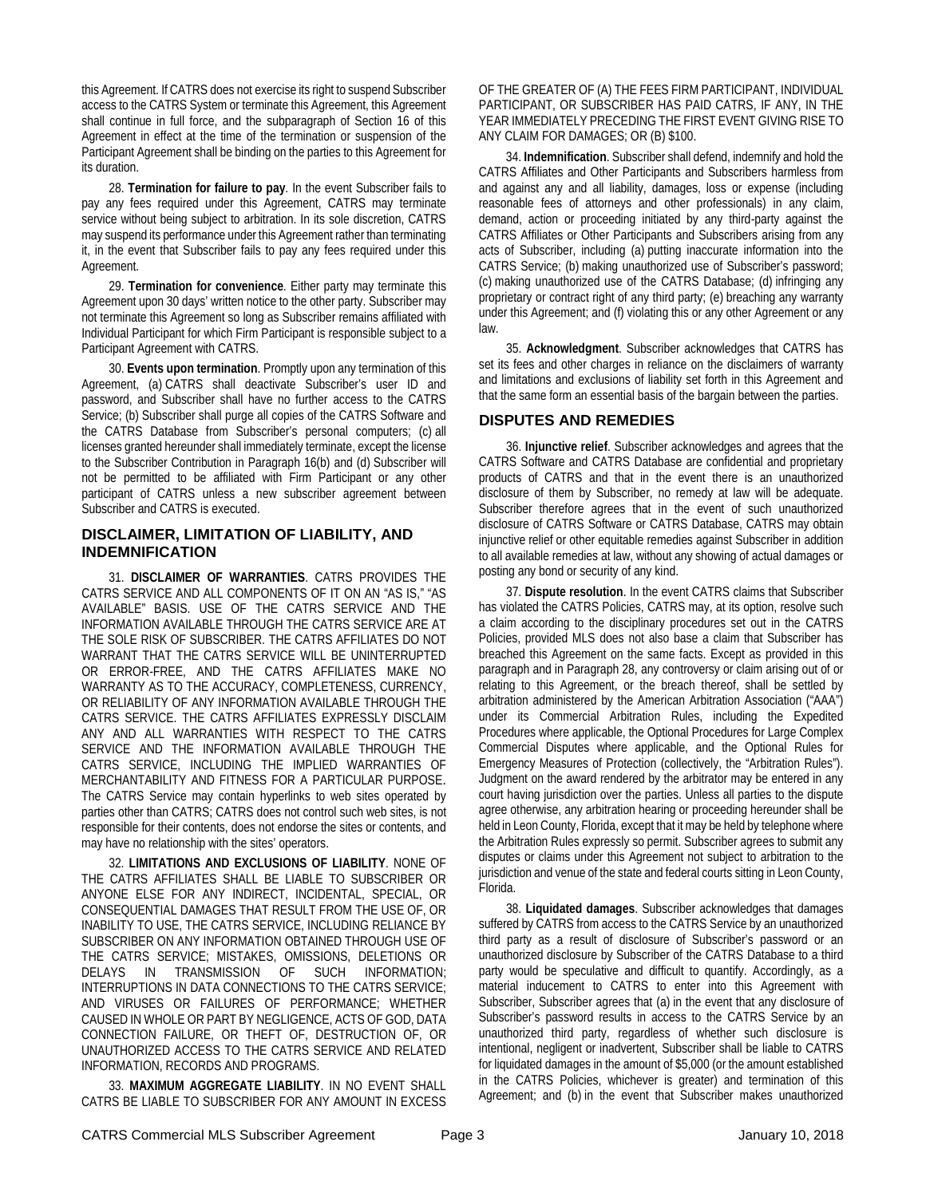this Agreement. If CATRS does not exercise its right to suspend Subscriber access to the CATRS System or terminate this Agreement, this Agreement shall continue in full force, and the subparagraph of Section 16 of this Agreement in effect at the time of the termination or suspension of the Participant Agreement shall be binding on the parties to this Agreement for its duration.

28. **Termination for failure to pay**. In the event Subscriber fails to pay any fees required under this Agreement, CATRS may terminate service without being subject to arbitration. In its sole discretion, CATRS may suspend its performance under this Agreement rather than terminating it, in the event that Subscriber fails to pay any fees required under this Agreement.

29. **Termination for convenience**. Either party may terminate this Agreement upon 30 days' written notice to the other party. Subscriber may not terminate this Agreement so long as Subscriber remains affiliated with Individual Participant for which Firm Participant is responsible subject to a Participant Agreement with CATRS.

30. **Events upon termination**. Promptly upon any termination of this Agreement, (a) CATRS shall deactivate Subscriber's user ID and password, and Subscriber shall have no further access to the CATRS Service; (b) Subscriber shall purge all copies of the CATRS Software and the CATRS Database from Subscriber's personal computers; (c) all licenses granted hereunder shall immediately terminate, except the license to the Subscriber Contribution in Paragraph 16(b) and (d) Subscriber will not be permitted to be affiliated with Firm Participant or any other participant of CATRS unless a new subscriber agreement between Subscriber and CATRS is executed.

## DISCLAIMER, LIMITATION OF LIABILITY, AND INDEMNIFICATION

31. **DISCLAIMER OF WARRANTIES**. CATRS PROVIDES THE CATRS SERVICE AND ALL COMPONENTS OF IT ON AN "AS IS," "AS AVAILABLE" BASIS. USE OF THE CATRS SERVICE AND THE INFORMATION AVAILABLE THROUGH THE CATRS SERVICE ARE AT THE SOLE RISK OF SUBSCRIBER. THE CATRS AFFILIATES DO NOT WARRANT THAT THE CATRS SERVICE WILL BE UNINTERRUPTED OR ERROR-FREE, AND THE CATRS AFFILIATES MAKE NO WARRANTY AS TO THE ACCURACY, COMPLETENESS, CURRENCY, OR RELIABILITY OF ANY INFORMATION AVAILABLE THROUGH THE CATRS SERVICE. THE CATRS AFFILIATES EXPRESSLY DISCLAIM ANY AND ALL WARRANTIES WITH RESPECT TO THE CATRS SERVICE AND THE INFORMATION AVAILABLE THROUGH THE CATRS SERVICE, INCLUDING THE IMPLIED WARRANTIES OF MERCHANTABILITY AND FITNESS FOR A PARTICULAR PURPOSE. The CATRS Service may contain hyperlinks to web sites operated by parties other than CATRS; CATRS does not control such web sites, is not responsible for their contents, does not endorse the sites or contents, and may have no relationship with the sites' operators.

32. **LIMITATIONS AND EXCLUSIONS OF LIABILITY**. NONE OF THE CATRS AFFILIATES SHALL BE LIABLE TO SUBSCRIBER OR ANYONE ELSE FOR ANY INDIRECT, INCIDENTAL, SPECIAL, OR CONSEQUENTIAL DAMAGES THAT RESULT FROM THE USE OF, OR INABILITY TO USE, THE CATRS SERVICE, INCLUDING RELIANCE BY SUBSCRIBER ON ANY INFORMATION OBTAINED THROUGH USE OF THE CATRS SERVICE; MISTAKES, OMISSIONS, DELETIONS OR DELAYS IN TRANSMISSION OF SUCH INFORMATION; INTERRUPTIONS IN DATA CONNECTIONS TO THE CATRS SERVICE; AND VIRUSES OR FAILURES OF PERFORMANCE; WHETHER CAUSED IN WHOLE OR PART BY NEGLIGENCE, ACTS OF GOD, DATA CONNECTION FAILURE, OR THEFT OF, DESTRUCTION OF, OR UNAUTHORIZED ACCESS TO THE CATRS SERVICE AND RELATED INFORMATION, RECORDS AND PROGRAMS.

33. **MAXIMUM AGGREGATE LIABILITY**. IN NO EVENT SHALL CATRS BE LIABLE TO SUBSCRIBER FOR ANY AMOUNT IN EXCESS OF THE GREATER OF (A) THE FEES FIRM PARTICIPANT, INDIVIDUAL PARTICIPANT, OR SUBSCRIBER HAS PAID CATRS, IF ANY, IN THE YEAR IMMEDIATELY PRECEDING THE FIRST EVENT GIVING RISE TO ANY CLAIM FOR DAMAGES; OR (B) $100.

34. **Indemnification**. Subscriber shall defend, indemnify and hold the CATRS Affiliates and Other Participants and Subscribers harmless from and against any and all liability, damages, loss or expense (including reasonable fees of attorneys and other professionals) in any claim, demand, action or proceeding initiated by any third-party against the CATRS Affiliates or Other Participants and Subscribers arising from any acts of Subscriber, including (a) putting inaccurate information into the CATRS Service; (b) making unauthorized use of Subscriber's password; (c) making unauthorized use of the CATRS Database; (d) infringing any proprietary or contract right of any third party; (e) breaching any warranty under this Agreement; and (f) violating this or any other Agreement or any law.

35. **Acknowledgment**. Subscriber acknowledges that CATRS has set its fees and other charges in reliance on the disclaimers of warranty and limitations and exclusions of liability set forth in this Agreement and that the same form an essential basis of the bargain between the parties.

## DISPUTES AND REMEDIES

36. **Injunctive relief**. Subscriber acknowledges and agrees that the CATRS Software and CATRS Database are confidential and proprietary products of CATRS and that in the event there is an unauthorized disclosure of them by Subscriber, no remedy at law will be adequate. Subscriber therefore agrees that in the event of such unauthorized disclosure of CATRS Software or CATRS Database, CATRS may obtain injunctive relief or other equitable remedies against Subscriber in addition to all available remedies at law, without any showing of actual damages or posting any bond or security of any kind.

37. **Dispute resolution**. In the event CATRS claims that Subscriber has violated the CATRS Policies, CATRS may, at its option, resolve such a claim according to the disciplinary procedures set out in the CATRS Policies, provided MLS does not also base a claim that Subscriber has breached this Agreement on the same facts. Except as provided in this paragraph and in Paragraph 28, any controversy or claim arising out of or relating to this Agreement, or the breach thereof, shall be settled by arbitration administered by the American Arbitration Association ("AAA") under its Commercial Arbitration Rules, including the Expedited Procedures where applicable, the Optional Procedures for Large Complex Commercial Disputes where applicable, and the Optional Rules for Emergency Measures of Protection (collectively, the "Arbitration Rules"). Judgment on the award rendered by the arbitrator may be entered in any court having jurisdiction over the parties. Unless all parties to the dispute agree otherwise, any arbitration hearing or proceeding hereunder shall be held in Leon County, Florida, except that it may be held by telephone where the Arbitration Rules expressly so permit. Subscriber agrees to submit any disputes or claims under this Agreement not subject to arbitration to the jurisdiction and venue of the state and federal courts sitting in Leon County, Florida.

38. **Liquidated damages**. Subscriber acknowledges that damages suffered by CATRS from access to the CATRS Service by an unauthorized third party as a result of disclosure of Subscriber's password or an unauthorized disclosure by Subscriber of the CATRS Database to a third party would be speculative and difficult to quantify. Accordingly, as a material inducement to CATRS to enter into this Agreement with Subscriber, Subscriber agrees that (a) in the event that any disclosure of Subscriber's password results in access to the CATRS Service by an unauthorized third party, regardless of whether such disclosure is intentional, negligent or inadvertent, Subscriber shall be liable to CATRS for liquidated damages in the amount of $5,000 (or the amount established in the CATRS Policies, whichever is greater) and termination of this Agreement; and (b) in the event that Subscriber makes unauthorized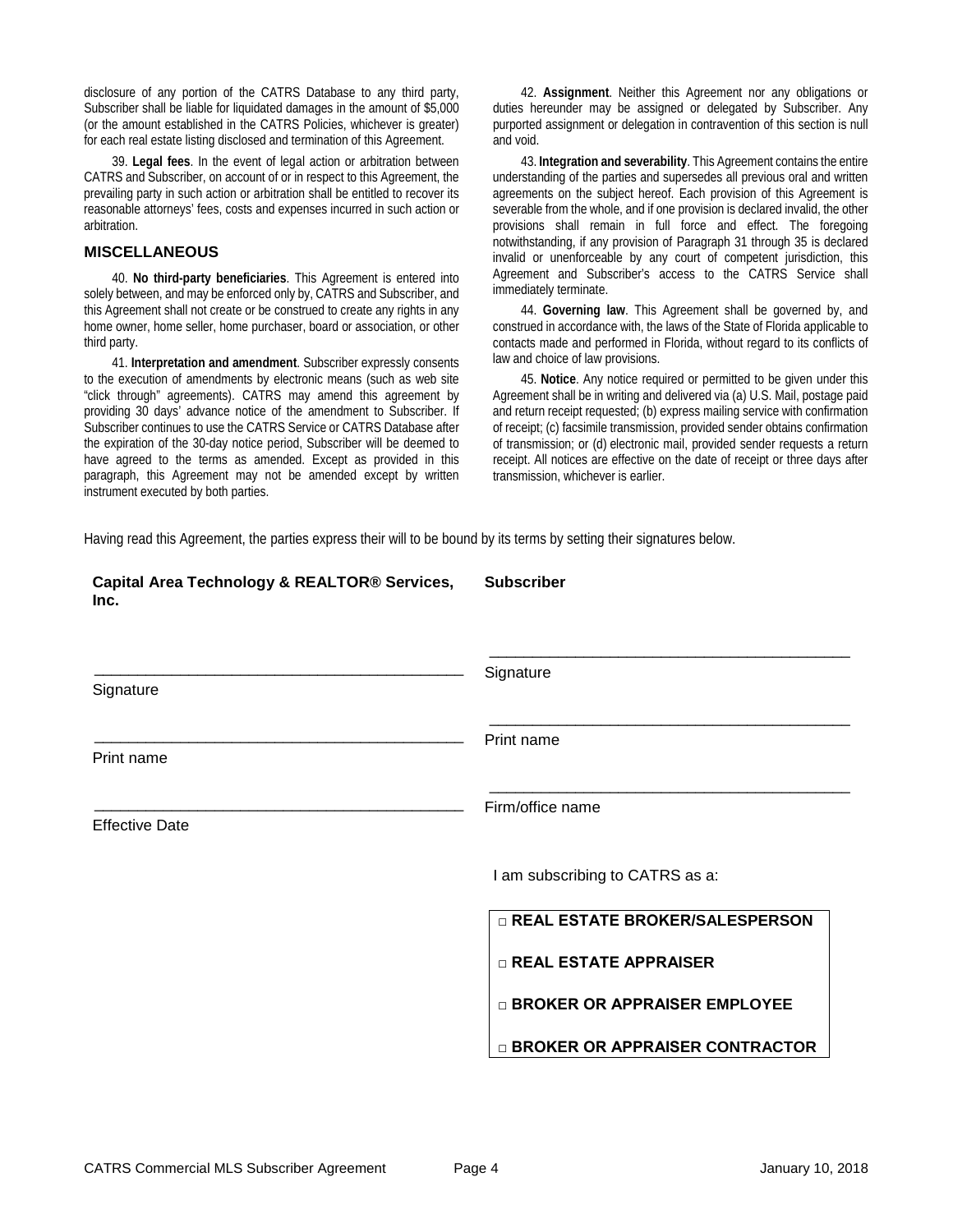disclosure of any portion of the CATRS Database to any third party, Subscriber shall be liable for liquidated damages in the amount of $5,000 (or the amount established in the CATRS Policies, whichever is greater) for each real estate listing disclosed and termination of this Agreement.

39. **Legal fees**. In the event of legal action or arbitration between CATRS and Subscriber, on account of or in respect to this Agreement, the prevailing party in such action or arbitration shall be entitled to recover its reasonable attorneys' fees, costs and expenses incurred in such action or arbitration.

## MISCELLANEOUS

40. **No third-party beneficiaries**. This Agreement is entered into solely between, and may be enforced only by, CATRS and Subscriber, and this Agreement shall not create or be construed to create any rights in any home owner, home seller, home purchaser, board or association, or other third party.

41. **Interpretation and amendment**. Subscriber expressly consents to the execution of amendments by electronic means (such as web site "click through" agreements). CATRS may amend this agreement by providing 30 days' advance notice of the amendment to Subscriber. If Subscriber continues to use the CATRS Service or CATRS Database after the expiration of the 30-day notice period, Subscriber will be deemed to have agreed to the terms as amended. Except as provided in this paragraph, this Agreement may not be amended except by written instrument executed by both parties.

42. **Assignment**. Neither this Agreement nor any obligations or duties hereunder may be assigned or delegated by Subscriber. Any purported assignment or delegation in contravention of this section is null and void.

43. **Integration and severability**. This Agreement contains the entire understanding of the parties and supersedes all previous oral and written agreements on the subject hereof. Each provision of this Agreement is severable from the whole, and if one provision is declared invalid, the other provisions shall remain in full force and effect. The foregoing notwithstanding, if any provision of Paragraph 31 through 35 is declared invalid or unenforceable by any court of competent jurisdiction, this Agreement and Subscriber's access to the CATRS Service shall immediately terminate.

44. **Governing law**. This Agreement shall be governed by, and construed in accordance with, the laws of the State of Florida applicable to contacts made and performed in Florida, without regard to its conflicts of law and choice of law provisions.

45. **Notice**. Any notice required or permitted to be given under this Agreement shall be in writing and delivered via (a) U.S. Mail, postage paid and return receipt requested; (b) express mailing service with confirmation of receipt; (c) facsimile transmission, provided sender obtains confirmation of transmission; or (d) electronic mail, provided sender requests a return receipt. All notices are effective on the date of receipt or three days after transmission, whichever is earlier.

Having read this Agreement, the parties express their will to be bound by its terms by setting their signatures below.

**Capital Area Technology & REALTOR® Services, Inc.**

_____________________________________________
Signature

_____________________________________________
Print name

_____________________________________________
Effective Date

**Subscriber**

_____________________________________________
Signature

_____________________________________________
Print name

_____________________________________________
Firm/office name

I am subscribing to CATRS as a:

- □ **REAL ESTATE BROKER/SALESPERSON**
- □ **REAL ESTATE APPRAISER**
- □ **BROKER OR APPRAISER EMPLOYEE**
- □ **BROKER OR APPRAISER CONTRACTOR**